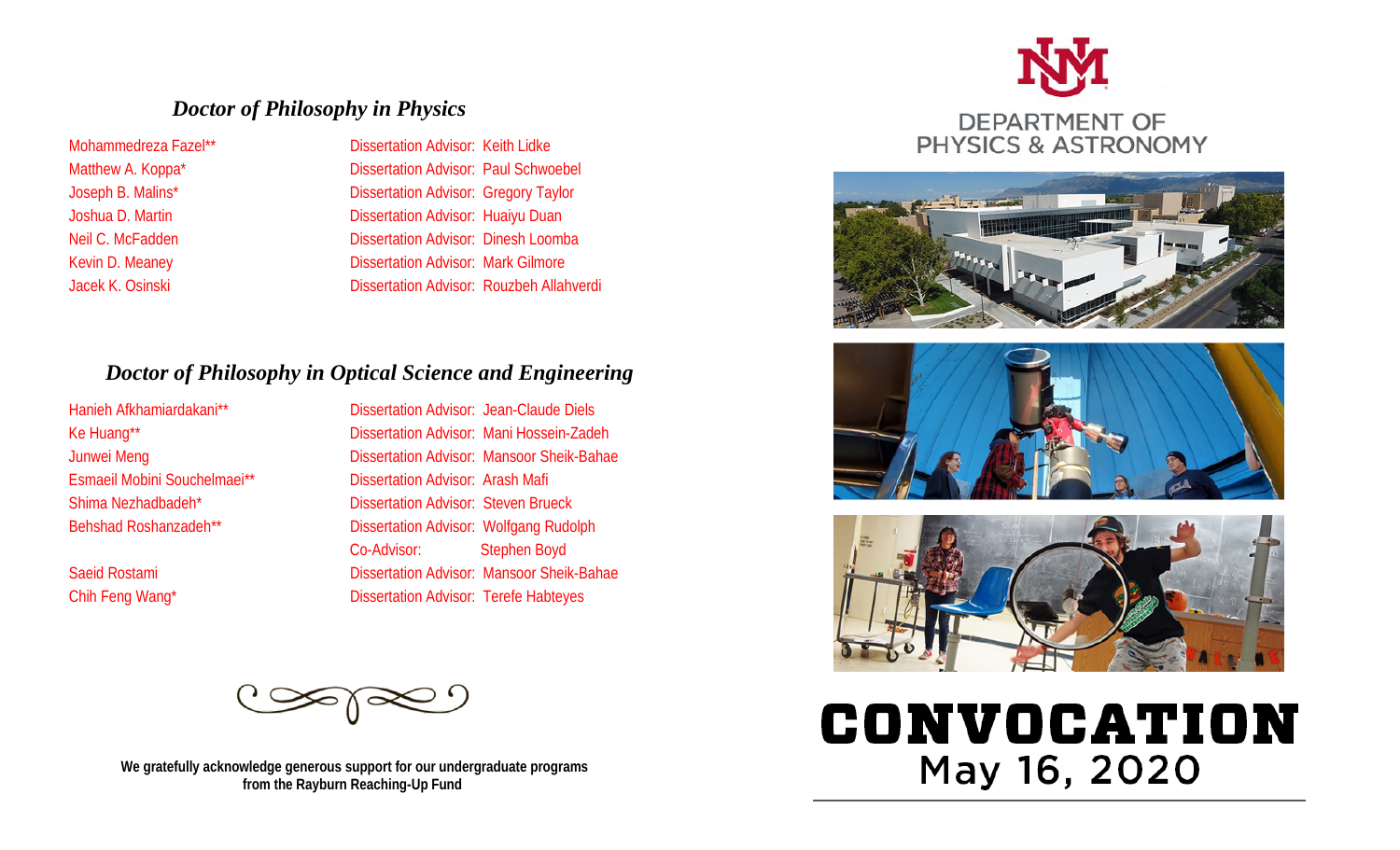## *Doctor of Philosophy in Physics*

| | |
|---|---|
| Mohammedreza Fazel** | Dissertation Advisor: Keith Lidke |
| Matthew A. Koppa* | Dissertation Advisor: Paul Schwoebel |
| Joseph B. Malins* | Dissertation Advisor: Gregory Taylor |
| Joshua D. Martin | Dissertation Advisor: Huaiyu Duan |
| Neil C. McFadden | Dissertation Advisor: Dinesh Loomba |
| Kevin D. Meaney | Dissertation Advisor: Mark Gilmore |
| Jacek K. Osinski | Dissertation Advisor: Rouzbeh Allahverdi |

## *Doctor of Philosophy in Optical Science and Engineering*

| | |
|---|---|
| Hanieh Afkhamiardakani** | Dissertation Advisor: Jean-Claude Diels |
| Ke Huang** | Dissertation Advisor: Mani Hossein-Zadeh |
| Junwei Meng | Dissertation Advisor: Mansoor Sheik-Bahae |
| Esmaeil Mobini Souchelmaei** | Dissertation Advisor: Arash Mafi |
| Shima Nezhadbadeh* | Dissertation Advisor: Steven Brueck |
| Behshad Roshanzadeh** | Dissertation Advisor: Wolfgang Rudolph |
| | Co-Advisor: Stephen Boyd |
| Saeid Rostami | Dissertation Advisor: Mansoor Sheik-Bahae |
| Chih Feng Wang* | Dissertation Advisor: Terefe Habteyes |

**We gratefully acknowledge generous support for our undergraduate programs from the Rayburn Reaching-Up Fund**

UNM
DEPARTMENT OF PHYSICS & ASTRONOMY

# CONVOCATION
May 16, 2020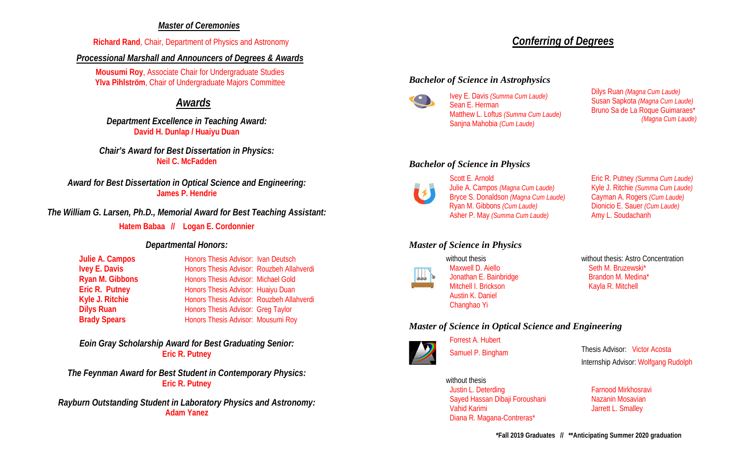### *Master of Ceremonies*

**Richard Rand**, Chair, Department of Physics and Astronomy

### *Processional Marshall and Announcers of Degrees & Awards*

**Mousumi Roy**, Associate Chair for Undergraduate Studies
**Ylva Pihlström**, Chair of Undergraduate Majors Committee

## *Awards*

***Department Excellence in Teaching Award:***
**David H. Dunlap / Huaiyu Duan**

***Chair's Award for Best Dissertation in Physics:***
**Neil C. McFadden**

***Award for Best Dissertation in Optical Science and Engineering:***
**James P. Hendrie**

***The William G. Larsen, Ph.D., Memorial Award for Best Teaching Assistant:***
**Hatem Babaa // Logan E. Cordonnier**

***Departmental Honors:***

| | |
|---|---|
| **Julie A. Campos** | Honors Thesis Advisor: Ivan Deutsch |
| **Ivey E. Davis** | Honors Thesis Advisor: Rouzbeh Allahverdi |
| **Ryan M. Gibbons** | Honors Thesis Advisor: Michael Gold |
| **Eric R. Putney** | Honors Thesis Advisor: Huaiyu Duan |
| **Kyle J. Ritchie** | Honors Thesis Advisor: Rouzbeh Allahverdi |
| **Dilys Ruan** | Honors Thesis Advisor: Greg Taylor |
| **Brady Spears** | Honors Thesis Advisor: Mousumi Roy |

***Eoin Gray Scholarship Award for Best Graduating Senior:***
**Eric R. Putney**

***The Feynman Award for Best Student in Contemporary Physics:***
**Eric R. Putney**

***Rayburn Outstanding Student in Laboratory Physics and Astronomy:***
**Adam Yanez**

## *Conferring of Degrees*

### *Bachelor of Science in Astrophysics*

Ivey E. Davis *(Summa Cum Laude)*
Sean E. Herman
Matthew L. Loftus *(Summa Cum Laude)*
Sanjna Mahobia *(Cum Laude)*
Dilys Ruan *(Magna Cum Laude)*
Susan Sapkota *(Magna Cum Laude)*
Bruno Sa de La Roque Guimaraes* *(Magna Cum Laude)*

### *Bachelor of Science in Physics*

Scott E. Arnold
Julie A. Campos *(Magna Cum Laude)*
Bryce S. Donaldson *(Magna Cum Laude)*
Ryan M. Gibbons *(Cum Laude)*
Asher P. May *(Summa Cum Laude)*
Eric R. Putney *(Summa Cum Laude)*
Kyle J. Ritchie *(Summa Cum Laude)*
Cayman A. Rogers *(Cum Laude)*
Dionicio E. Sauer *(Cum Laude)*
Amy L. Soudachanh

### *Master of Science in Physics*

without thesis
Maxwell D. Aiello
Jonathan E. Bainbridge
Mitchell I. Brickson
Austin K. Daniel
Changhao Yi

without thesis: Astro Concentration
Seth M. Bruzewski*
Brandon M. Medina*
Kayla R. Mitchell

### *Master of Science in Optical Science and Engineering*

Forrest A. Hubert
Samuel P. Bingham

Thesis Advisor: Victor Acosta
Internship Advisor: Wolfgang Rudolph

without thesis
Justin L. Deterding
Sayed Hassan Dibaji Foroushani
Vahid Karimi
Diana R. Magana-Contreras*
Farnood Mirkhosravi
Nazanin Mosavian
Jarrett L. Smalley

**\*Fall 2019 Graduates // \*\*Anticipating Summer 2020 graduation**